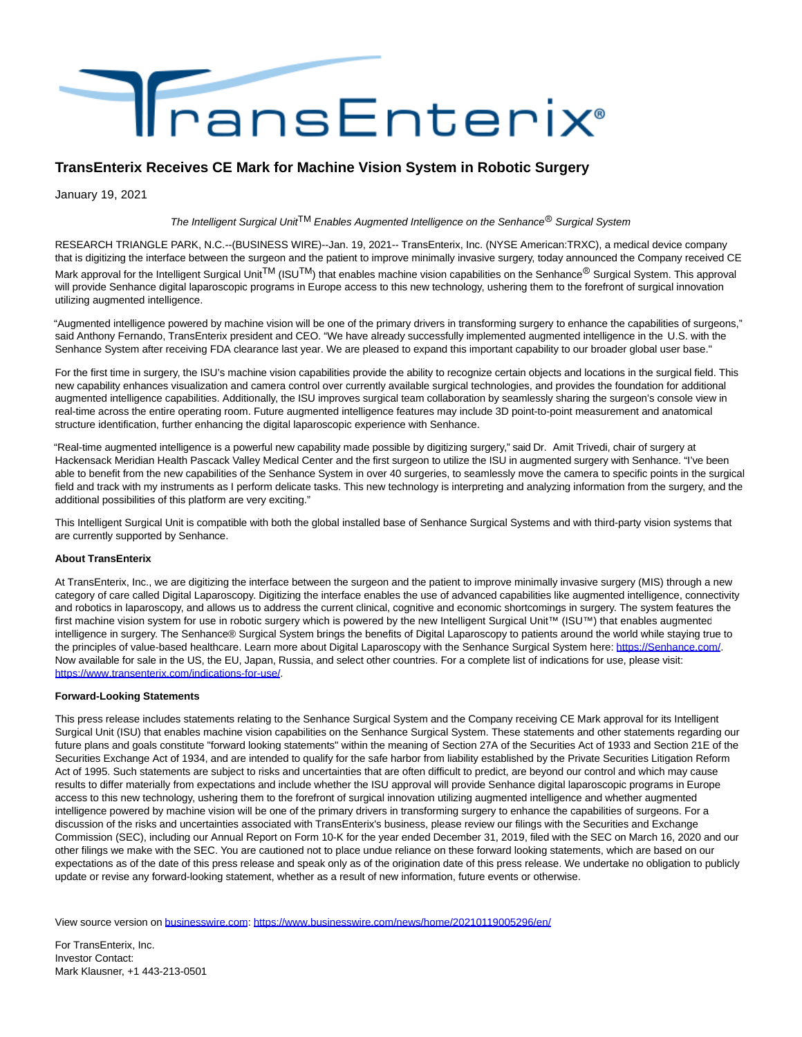# TransEnterix Receives CE Mark for Machine Vision System in Robotic Surgery

January 19, 2021

*The Intelligent Surgical Unit™ Enables Augmented Intelligence on the Senhance® Surgical System*

RESEARCH TRIANGLE PARK, N.C.--(BUSINESS WIRE)--Jan. 19, 2021-- TransEnterix, Inc. (NYSE American:TRXC), a medical device company that is digitizing the interface between the surgeon and the patient to improve minimally invasive surgery, today announced the Company received CE Mark approval for the Intelligent Surgical Unit™ (ISU™) that enables machine vision capabilities on the Senhance® Surgical System. This approval will provide Senhance digital laparoscopic programs in Europe access to this new technology, ushering them to the forefront of surgical innovation utilizing augmented intelligence.

"Augmented intelligence powered by machine vision will be one of the primary drivers in transforming surgery to enhance the capabilities of surgeons," said Anthony Fernando, TransEnterix president and CEO. "We have already successfully implemented augmented intelligence in the U.S. with the Senhance System after receiving FDA clearance last year. We are pleased to expand this important capability to our broader global user base."

For the first time in surgery, the ISU's machine vision capabilities provide the ability to recognize certain objects and locations in the surgical field. This new capability enhances visualization and camera control over currently available surgical technologies, and provides the foundation for additional augmented intelligence capabilities. Additionally, the ISU improves surgical team collaboration by seamlessly sharing the surgeon's console view in real-time across the entire operating room. Future augmented intelligence features may include 3D point-to-point measurement and anatomical structure identification, further enhancing the digital laparoscopic experience with Senhance.

"Real-time augmented intelligence is a powerful new capability made possible by digitizing surgery," said Dr. Amit Trivedi, chair of surgery at Hackensack Meridian Health Pascack Valley Medical Center and the first surgeon to utilize the ISU in augmented surgery with Senhance. "I've been able to benefit from the new capabilities of the Senhance System in over 40 surgeries, to seamlessly move the camera to specific points in the surgical field and track with my instruments as I perform delicate tasks. This new technology is interpreting and analyzing information from the surgery, and the additional possibilities of this platform are very exciting."

This Intelligent Surgical Unit is compatible with both the global installed base of Senhance Surgical Systems and with third-party vision systems that are currently supported by Senhance.

**About TransEnterix**

At TransEnterix, Inc., we are digitizing the interface between the surgeon and the patient to improve minimally invasive surgery (MIS) through a new category of care called Digital Laparoscopy. Digitizing the interface enables the use of advanced capabilities like augmented intelligence, connectivity and robotics in laparoscopy, and allows us to address the current clinical, cognitive and economic shortcomings in surgery. The system features the first machine vision system for use in robotic surgery which is powered by the new Intelligent Surgical Unit™ (ISU™) that enables augmented intelligence in surgery. The Senhance® Surgical System brings the benefits of Digital Laparoscopy to patients around the world while staying true to the principles of value-based healthcare. Learn more about Digital Laparoscopy with the Senhance Surgical System here: https://Senhance.com/. Now available for sale in the US, the EU, Japan, Russia, and select other countries. For a complete list of indications for use, please visit: https://www.transenterix.com/indications-for-use/.

**Forward-Looking Statements**

This press release includes statements relating to the Senhance Surgical System and the Company receiving CE Mark approval for its Intelligent Surgical Unit (ISU) that enables machine vision capabilities on the Senhance Surgical System. These statements and other statements regarding our future plans and goals constitute "forward looking statements" within the meaning of Section 27A of the Securities Act of 1933 and Section 21E of the Securities Exchange Act of 1934, and are intended to qualify for the safe harbor from liability established by the Private Securities Litigation Reform Act of 1995. Such statements are subject to risks and uncertainties that are often difficult to predict, are beyond our control and which may cause results to differ materially from expectations and include whether the ISU approval will provide Senhance digital laparoscopic programs in Europe access to this new technology, ushering them to the forefront of surgical innovation utilizing augmented intelligence and whether augmented intelligence powered by machine vision will be one of the primary drivers in transforming surgery to enhance the capabilities of surgeons. For a discussion of the risks and uncertainties associated with TransEnterix's business, please review our filings with the Securities and Exchange Commission (SEC), including our Annual Report on Form 10-K for the year ended December 31, 2019, filed with the SEC on March 16, 2020 and our other filings we make with the SEC. You are cautioned not to place undue reliance on these forward looking statements, which are based on our expectations as of the date of this press release and speak only as of the origination date of this press release. We undertake no obligation to publicly update or revise any forward-looking statement, whether as a result of new information, future events or otherwise.

View source version on businesswire.com: https://www.businesswire.com/news/home/20210119005296/en/

For TransEnterix, Inc.
Investor Contact:
Mark Klausner, +1 443-213-0501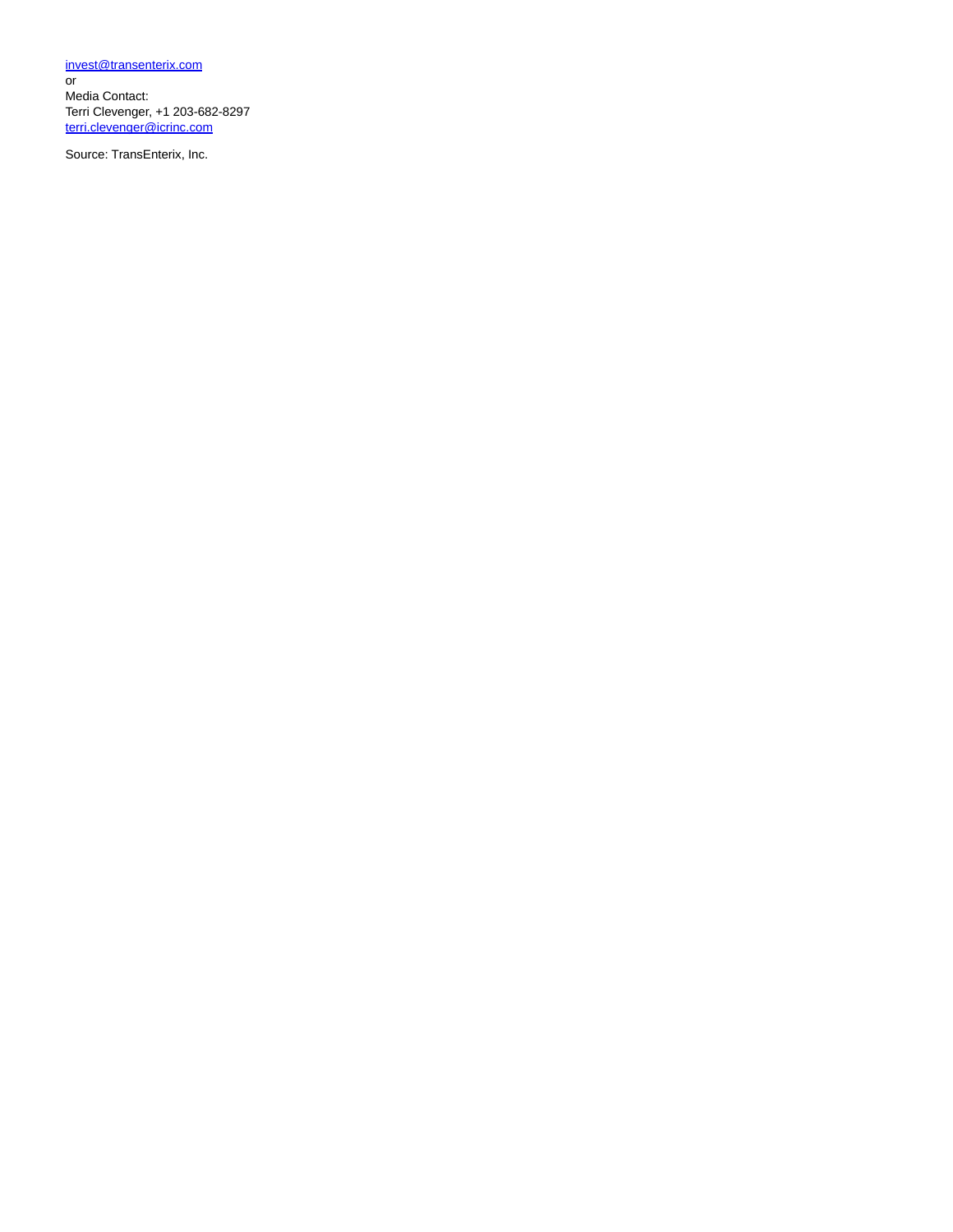invest@transenterix.com
or
Media Contact:
Terri Clevenger, +1 203-682-8297
terri.clevenger@icrinc.com

Source: TransEnterix, Inc.